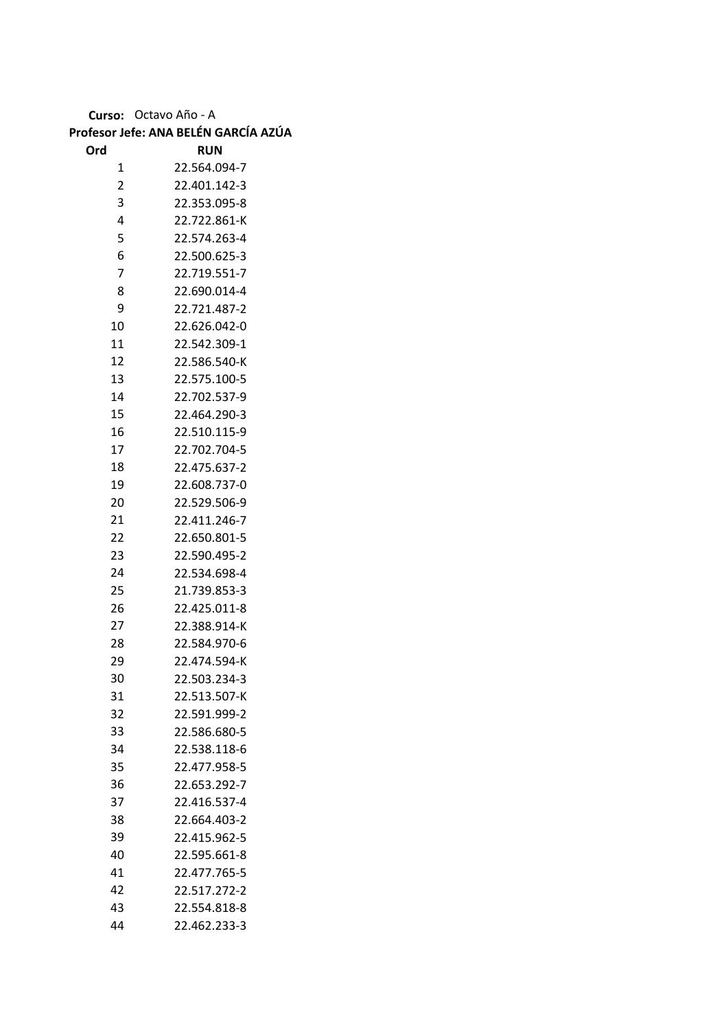**Curso:** Octavo Año - A

**Profesor Jefe: ANA BELÉN GARCÍA AZÚA**

| Ord | RUN |
|---|---|
| 1 | 22.564.094-7 |
| 2 | 22.401.142-3 |
| 3 | 22.353.095-8 |
| 4 | 22.722.861-K |
| 5 | 22.574.263-4 |
| 6 | 22.500.625-3 |
| 7 | 22.719.551-7 |
| 8 | 22.690.014-4 |
| 9 | 22.721.487-2 |
| 10 | 22.626.042-0 |
| 11 | 22.542.309-1 |
| 12 | 22.586.540-K |
| 13 | 22.575.100-5 |
| 14 | 22.702.537-9 |
| 15 | 22.464.290-3 |
| 16 | 22.510.115-9 |
| 17 | 22.702.704-5 |
| 18 | 22.475.637-2 |
| 19 | 22.608.737-0 |
| 20 | 22.529.506-9 |
| 21 | 22.411.246-7 |
| 22 | 22.650.801-5 |
| 23 | 22.590.495-2 |
| 24 | 22.534.698-4 |
| 25 | 21.739.853-3 |
| 26 | 22.425.011-8 |
| 27 | 22.388.914-K |
| 28 | 22.584.970-6 |
| 29 | 22.474.594-K |
| 30 | 22.503.234-3 |
| 31 | 22.513.507-K |
| 32 | 22.591.999-2 |
| 33 | 22.586.680-5 |
| 34 | 22.538.118-6 |
| 35 | 22.477.958-5 |
| 36 | 22.653.292-7 |
| 37 | 22.416.537-4 |
| 38 | 22.664.403-2 |
| 39 | 22.415.962-5 |
| 40 | 22.595.661-8 |
| 41 | 22.477.765-5 |
| 42 | 22.517.272-2 |
| 43 | 22.554.818-8 |
| 44 | 22.462.233-3 |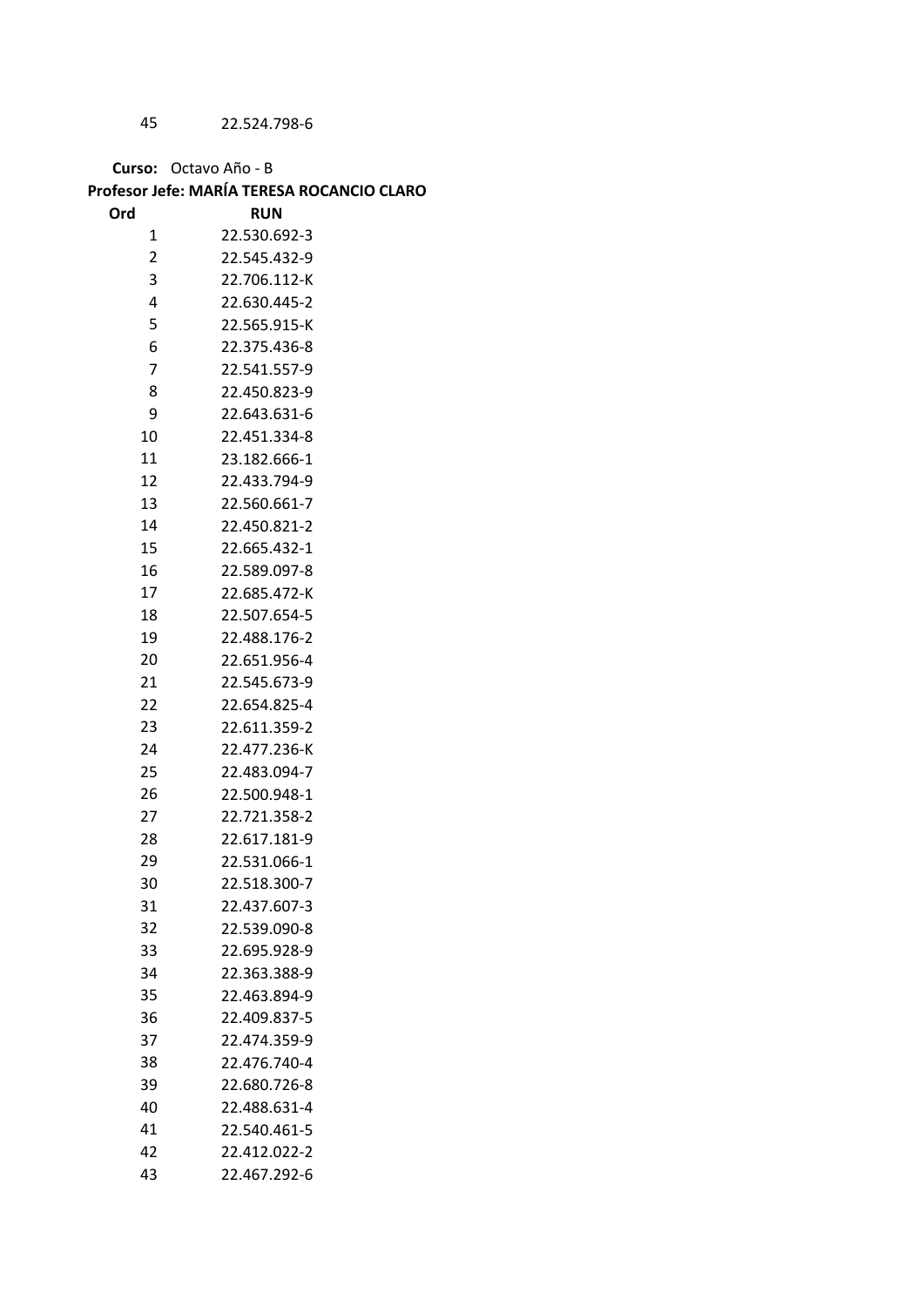| | |
|---|---|
| 45 | 22.524.798-6 |

**Curso:** Octavo Año - B

**Profesor Jefe: MARÍA TERESA ROCANCIO CLARO**

| Ord | RUN |
|---|---|
| 1 | 22.530.692-3 |
| 2 | 22.545.432-9 |
| 3 | 22.706.112-K |
| 4 | 22.630.445-2 |
| 5 | 22.565.915-K |
| 6 | 22.375.436-8 |
| 7 | 22.541.557-9 |
| 8 | 22.450.823-9 |
| 9 | 22.643.631-6 |
| 10 | 22.451.334-8 |
| 11 | 23.182.666-1 |
| 12 | 22.433.794-9 |
| 13 | 22.560.661-7 |
| 14 | 22.450.821-2 |
| 15 | 22.665.432-1 |
| 16 | 22.589.097-8 |
| 17 | 22.685.472-K |
| 18 | 22.507.654-5 |
| 19 | 22.488.176-2 |
| 20 | 22.651.956-4 |
| 21 | 22.545.673-9 |
| 22 | 22.654.825-4 |
| 23 | 22.611.359-2 |
| 24 | 22.477.236-K |
| 25 | 22.483.094-7 |
| 26 | 22.500.948-1 |
| 27 | 22.721.358-2 |
| 28 | 22.617.181-9 |
| 29 | 22.531.066-1 |
| 30 | 22.518.300-7 |
| 31 | 22.437.607-3 |
| 32 | 22.539.090-8 |
| 33 | 22.695.928-9 |
| 34 | 22.363.388-9 |
| 35 | 22.463.894-9 |
| 36 | 22.409.837-5 |
| 37 | 22.474.359-9 |
| 38 | 22.476.740-4 |
| 39 | 22.680.726-8 |
| 40 | 22.488.631-4 |
| 41 | 22.540.461-5 |
| 42 | 22.412.022-2 |
| 43 | 22.467.292-6 |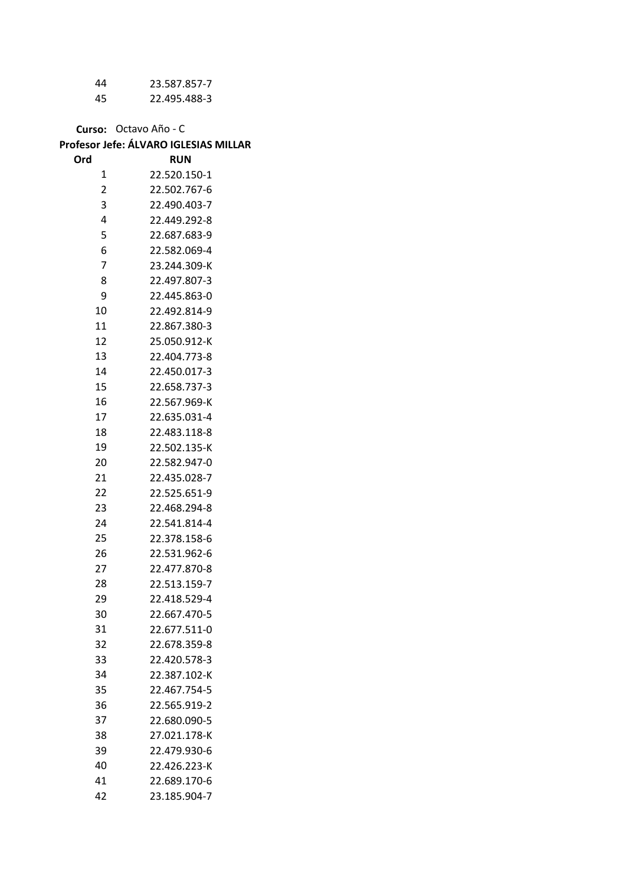| | |
|---|---|
| 44 | 23.587.857-7 |
| 45 | 22.495.488-3 |

**Curso:** Octavo Año - C

**Profesor Jefe: ÁLVARO IGLESIAS MILLAR**

| Ord | RUN |
|---|---|
| 1 | 22.520.150-1 |
| 2 | 22.502.767-6 |
| 3 | 22.490.403-7 |
| 4 | 22.449.292-8 |
| 5 | 22.687.683-9 |
| 6 | 22.582.069-4 |
| 7 | 23.244.309-K |
| 8 | 22.497.807-3 |
| 9 | 22.445.863-0 |
| 10 | 22.492.814-9 |
| 11 | 22.867.380-3 |
| 12 | 25.050.912-K |
| 13 | 22.404.773-8 |
| 14 | 22.450.017-3 |
| 15 | 22.658.737-3 |
| 16 | 22.567.969-K |
| 17 | 22.635.031-4 |
| 18 | 22.483.118-8 |
| 19 | 22.502.135-K |
| 20 | 22.582.947-0 |
| 21 | 22.435.028-7 |
| 22 | 22.525.651-9 |
| 23 | 22.468.294-8 |
| 24 | 22.541.814-4 |
| 25 | 22.378.158-6 |
| 26 | 22.531.962-6 |
| 27 | 22.477.870-8 |
| 28 | 22.513.159-7 |
| 29 | 22.418.529-4 |
| 30 | 22.667.470-5 |
| 31 | 22.677.511-0 |
| 32 | 22.678.359-8 |
| 33 | 22.420.578-3 |
| 34 | 22.387.102-K |
| 35 | 22.467.754-5 |
| 36 | 22.565.919-2 |
| 37 | 22.680.090-5 |
| 38 | 27.021.178-K |
| 39 | 22.479.930-6 |
| 40 | 22.426.223-K |
| 41 | 22.689.170-6 |
| 42 | 23.185.904-7 |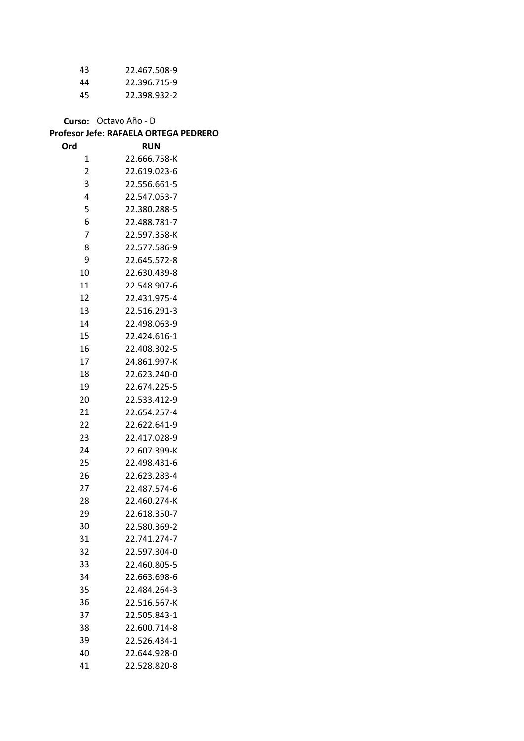| | |
|---|---|
| 43 | 22.467.508-9 |
| 44 | 22.396.715-9 |
| 45 | 22.398.932-2 |

**Curso:** Octavo Año - D

**Profesor Jefe: RAFAELA ORTEGA PEDRERO**

| Ord | RUN |
|---|---|
| 1 | 22.666.758-K |
| 2 | 22.619.023-6 |
| 3 | 22.556.661-5 |
| 4 | 22.547.053-7 |
| 5 | 22.380.288-5 |
| 6 | 22.488.781-7 |
| 7 | 22.597.358-K |
| 8 | 22.577.586-9 |
| 9 | 22.645.572-8 |
| 10 | 22.630.439-8 |
| 11 | 22.548.907-6 |
| 12 | 22.431.975-4 |
| 13 | 22.516.291-3 |
| 14 | 22.498.063-9 |
| 15 | 22.424.616-1 |
| 16 | 22.408.302-5 |
| 17 | 24.861.997-K |
| 18 | 22.623.240-0 |
| 19 | 22.674.225-5 |
| 20 | 22.533.412-9 |
| 21 | 22.654.257-4 |
| 22 | 22.622.641-9 |
| 23 | 22.417.028-9 |
| 24 | 22.607.399-K |
| 25 | 22.498.431-6 |
| 26 | 22.623.283-4 |
| 27 | 22.487.574-6 |
| 28 | 22.460.274-K |
| 29 | 22.618.350-7 |
| 30 | 22.580.369-2 |
| 31 | 22.741.274-7 |
| 32 | 22.597.304-0 |
| 33 | 22.460.805-5 |
| 34 | 22.663.698-6 |
| 35 | 22.484.264-3 |
| 36 | 22.516.567-K |
| 37 | 22.505.843-1 |
| 38 | 22.600.714-8 |
| 39 | 22.526.434-1 |
| 40 | 22.644.928-0 |
| 41 | 22.528.820-8 |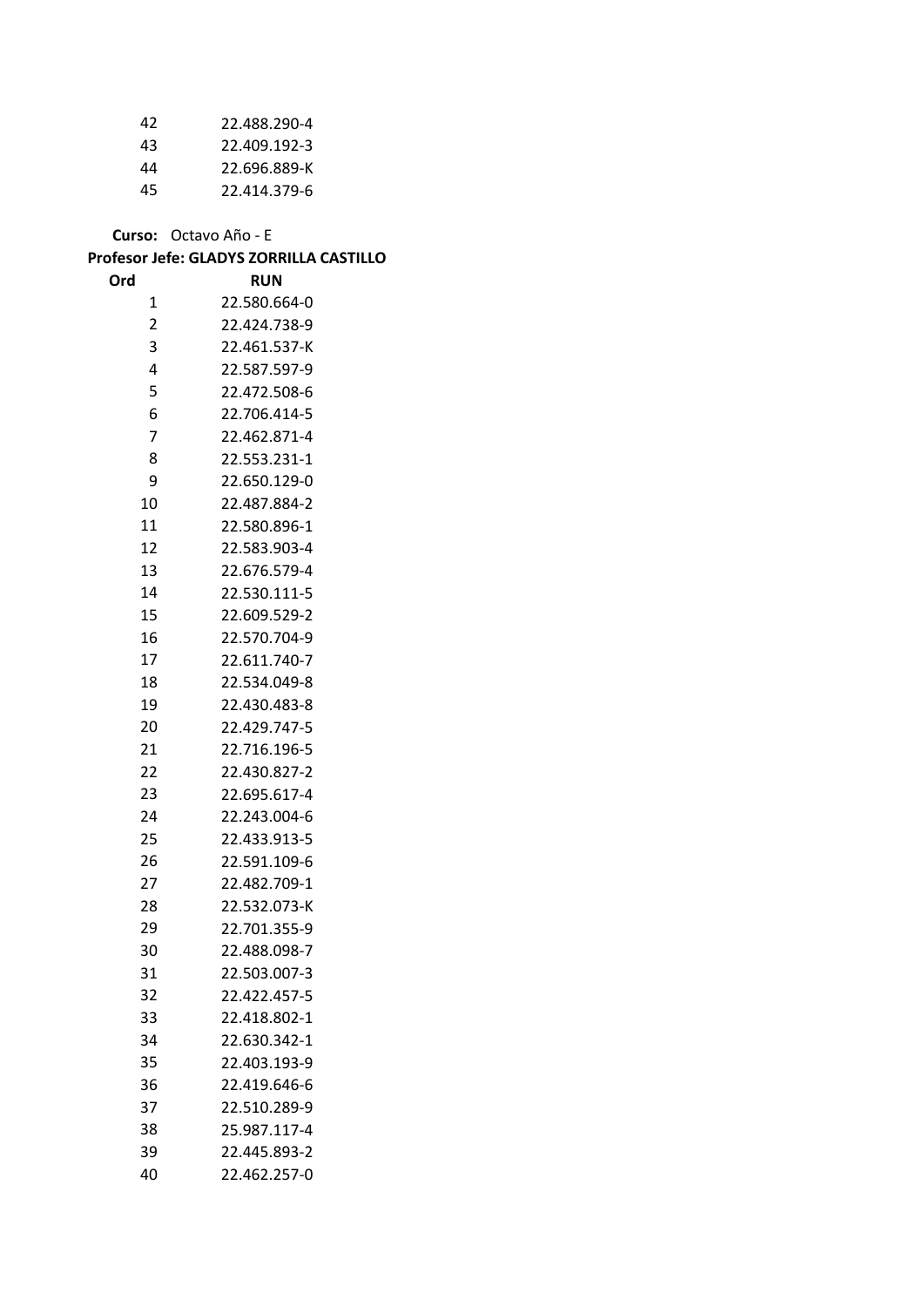| | |
|---|---|
| 42 | 22.488.290-4 |
| 43 | 22.409.192-3 |
| 44 | 22.696.889-K |
| 45 | 22.414.379-6 |

**Curso:** Octavo Año - E

**Profesor Jefe: GLADYS ZORRILLA CASTILLO**

| Ord | RUN |
|---|---|
| 1 | 22.580.664-0 |
| 2 | 22.424.738-9 |
| 3 | 22.461.537-K |
| 4 | 22.587.597-9 |
| 5 | 22.472.508-6 |
| 6 | 22.706.414-5 |
| 7 | 22.462.871-4 |
| 8 | 22.553.231-1 |
| 9 | 22.650.129-0 |
| 10 | 22.487.884-2 |
| 11 | 22.580.896-1 |
| 12 | 22.583.903-4 |
| 13 | 22.676.579-4 |
| 14 | 22.530.111-5 |
| 15 | 22.609.529-2 |
| 16 | 22.570.704-9 |
| 17 | 22.611.740-7 |
| 18 | 22.534.049-8 |
| 19 | 22.430.483-8 |
| 20 | 22.429.747-5 |
| 21 | 22.716.196-5 |
| 22 | 22.430.827-2 |
| 23 | 22.695.617-4 |
| 24 | 22.243.004-6 |
| 25 | 22.433.913-5 |
| 26 | 22.591.109-6 |
| 27 | 22.482.709-1 |
| 28 | 22.532.073-K |
| 29 | 22.701.355-9 |
| 30 | 22.488.098-7 |
| 31 | 22.503.007-3 |
| 32 | 22.422.457-5 |
| 33 | 22.418.802-1 |
| 34 | 22.630.342-1 |
| 35 | 22.403.193-9 |
| 36 | 22.419.646-6 |
| 37 | 22.510.289-9 |
| 38 | 25.987.117-4 |
| 39 | 22.445.893-2 |
| 40 | 22.462.257-0 |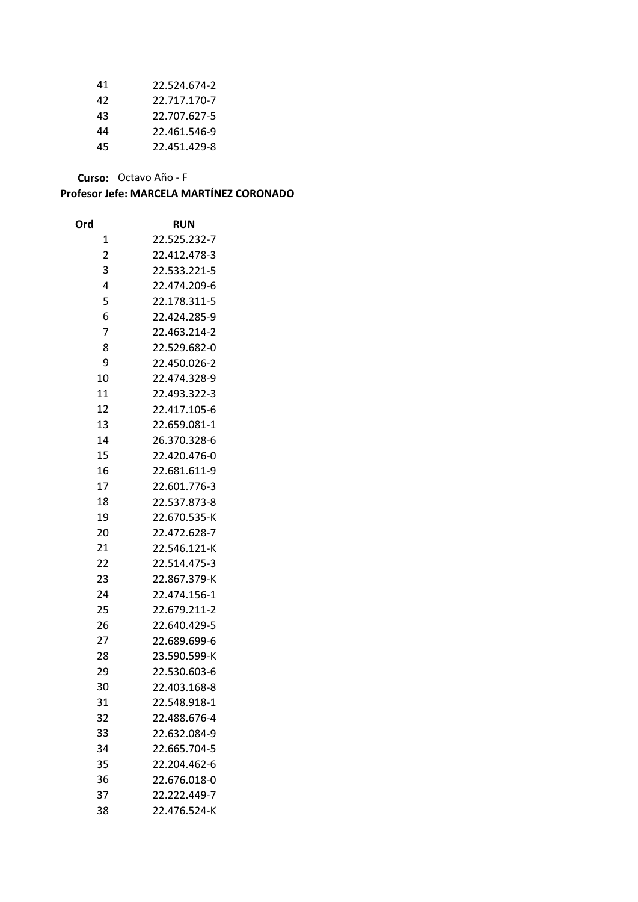| Ord | RUN |
|---|---|
| 41 | 22.524.674-2 |
| 42 | 22.717.170-7 |
| 43 | 22.707.627-5 |
| 44 | 22.461.546-9 |
| 45 | 22.451.429-8 |

**Curso:** Octavo Año - F

**Profesor Jefe: MARCELA MARTÍNEZ CORONADO**

| Ord | RUN |
|---|---|
| 1 | 22.525.232-7 |
| 2 | 22.412.478-3 |
| 3 | 22.533.221-5 |
| 4 | 22.474.209-6 |
| 5 | 22.178.311-5 |
| 6 | 22.424.285-9 |
| 7 | 22.463.214-2 |
| 8 | 22.529.682-0 |
| 9 | 22.450.026-2 |
| 10 | 22.474.328-9 |
| 11 | 22.493.322-3 |
| 12 | 22.417.105-6 |
| 13 | 22.659.081-1 |
| 14 | 26.370.328-6 |
| 15 | 22.420.476-0 |
| 16 | 22.681.611-9 |
| 17 | 22.601.776-3 |
| 18 | 22.537.873-8 |
| 19 | 22.670.535-K |
| 20 | 22.472.628-7 |
| 21 | 22.546.121-K |
| 22 | 22.514.475-3 |
| 23 | 22.867.379-K |
| 24 | 22.474.156-1 |
| 25 | 22.679.211-2 |
| 26 | 22.640.429-5 |
| 27 | 22.689.699-6 |
| 28 | 23.590.599-K |
| 29 | 22.530.603-6 |
| 30 | 22.403.168-8 |
| 31 | 22.548.918-1 |
| 32 | 22.488.676-4 |
| 33 | 22.632.084-9 |
| 34 | 22.665.704-5 |
| 35 | 22.204.462-6 |
| 36 | 22.676.018-0 |
| 37 | 22.222.449-7 |
| 38 | 22.476.524-K |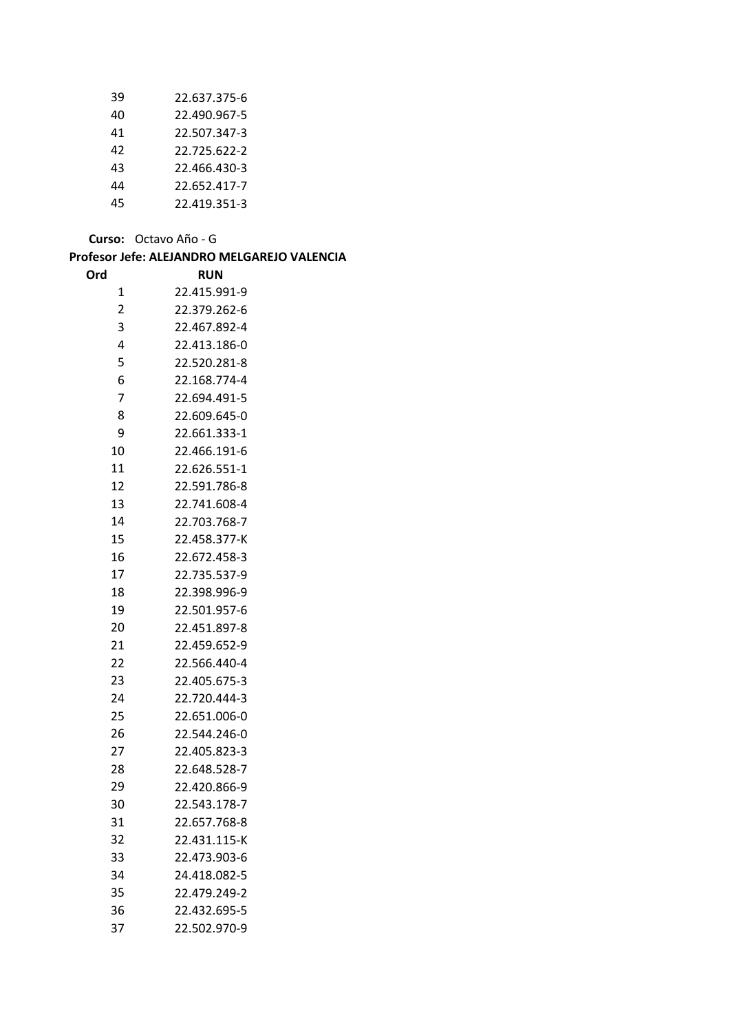| | |
|---|---|
| 39 | 22.637.375-6 |
| 40 | 22.490.967-5 |
| 41 | 22.507.347-3 |
| 42 | 22.725.622-2 |
| 43 | 22.466.430-3 |
| 44 | 22.652.417-7 |
| 45 | 22.419.351-3 |

**Curso:** Octavo Año - G

**Profesor Jefe: ALEJANDRO MELGAREJO VALENCIA**

| Ord | RUN |
|---|---|
| 1 | 22.415.991-9 |
| 2 | 22.379.262-6 |
| 3 | 22.467.892-4 |
| 4 | 22.413.186-0 |
| 5 | 22.520.281-8 |
| 6 | 22.168.774-4 |
| 7 | 22.694.491-5 |
| 8 | 22.609.645-0 |
| 9 | 22.661.333-1 |
| 10 | 22.466.191-6 |
| 11 | 22.626.551-1 |
| 12 | 22.591.786-8 |
| 13 | 22.741.608-4 |
| 14 | 22.703.768-7 |
| 15 | 22.458.377-K |
| 16 | 22.672.458-3 |
| 17 | 22.735.537-9 |
| 18 | 22.398.996-9 |
| 19 | 22.501.957-6 |
| 20 | 22.451.897-8 |
| 21 | 22.459.652-9 |
| 22 | 22.566.440-4 |
| 23 | 22.405.675-3 |
| 24 | 22.720.444-3 |
| 25 | 22.651.006-0 |
| 26 | 22.544.246-0 |
| 27 | 22.405.823-3 |
| 28 | 22.648.528-7 |
| 29 | 22.420.866-9 |
| 30 | 22.543.178-7 |
| 31 | 22.657.768-8 |
| 32 | 22.431.115-K |
| 33 | 22.473.903-6 |
| 34 | 24.418.082-5 |
| 35 | 22.479.249-2 |
| 36 | 22.432.695-5 |
| 37 | 22.502.970-9 |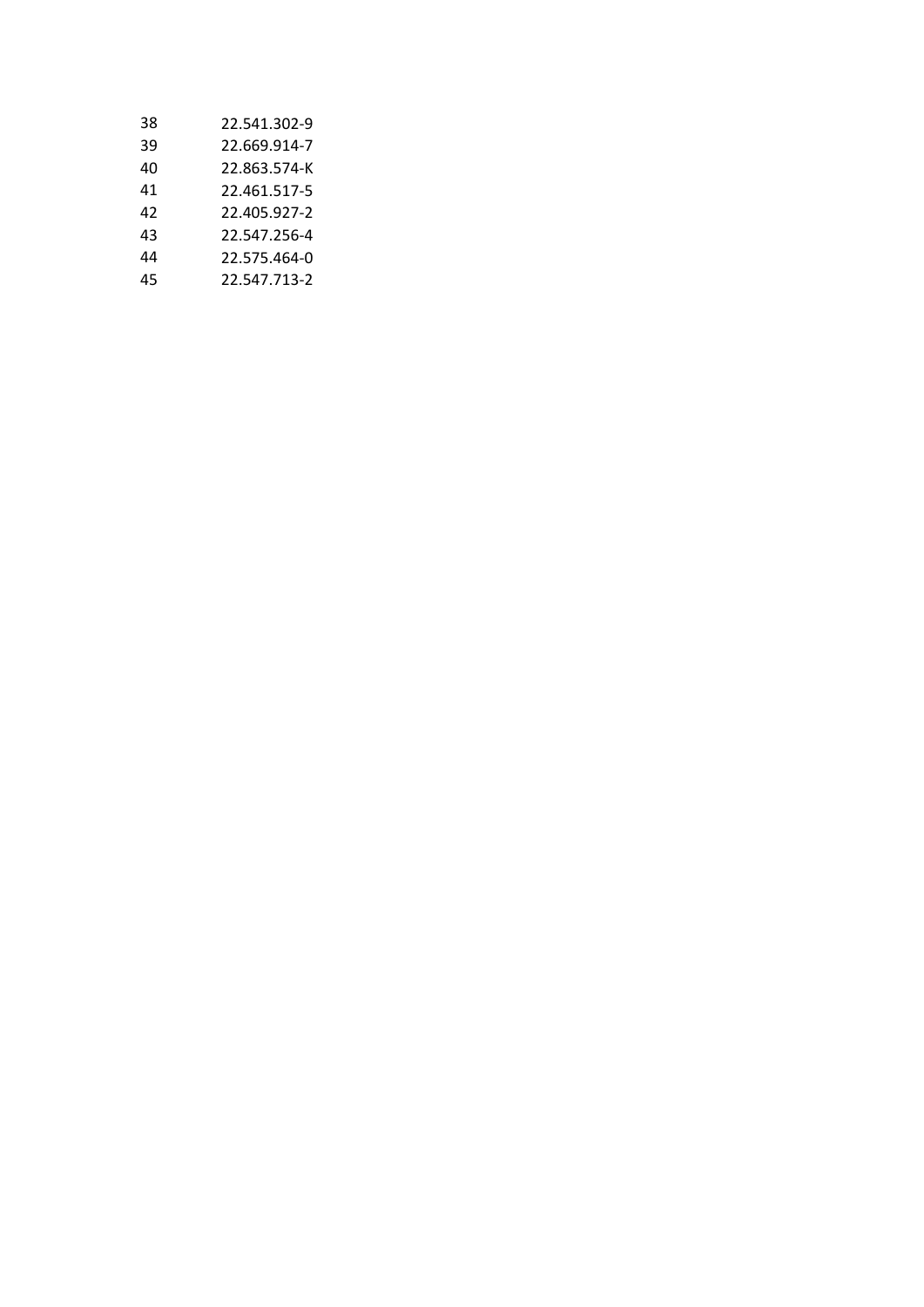| | |
|---|---|
| 38 | 22.541.302-9 |
| 39 | 22.669.914-7 |
| 40 | 22.863.574-K |
| 41 | 22.461.517-5 |
| 42 | 22.405.927-2 |
| 43 | 22.547.256-4 |
| 44 | 22.575.464-0 |
| 45 | 22.547.713-2 |